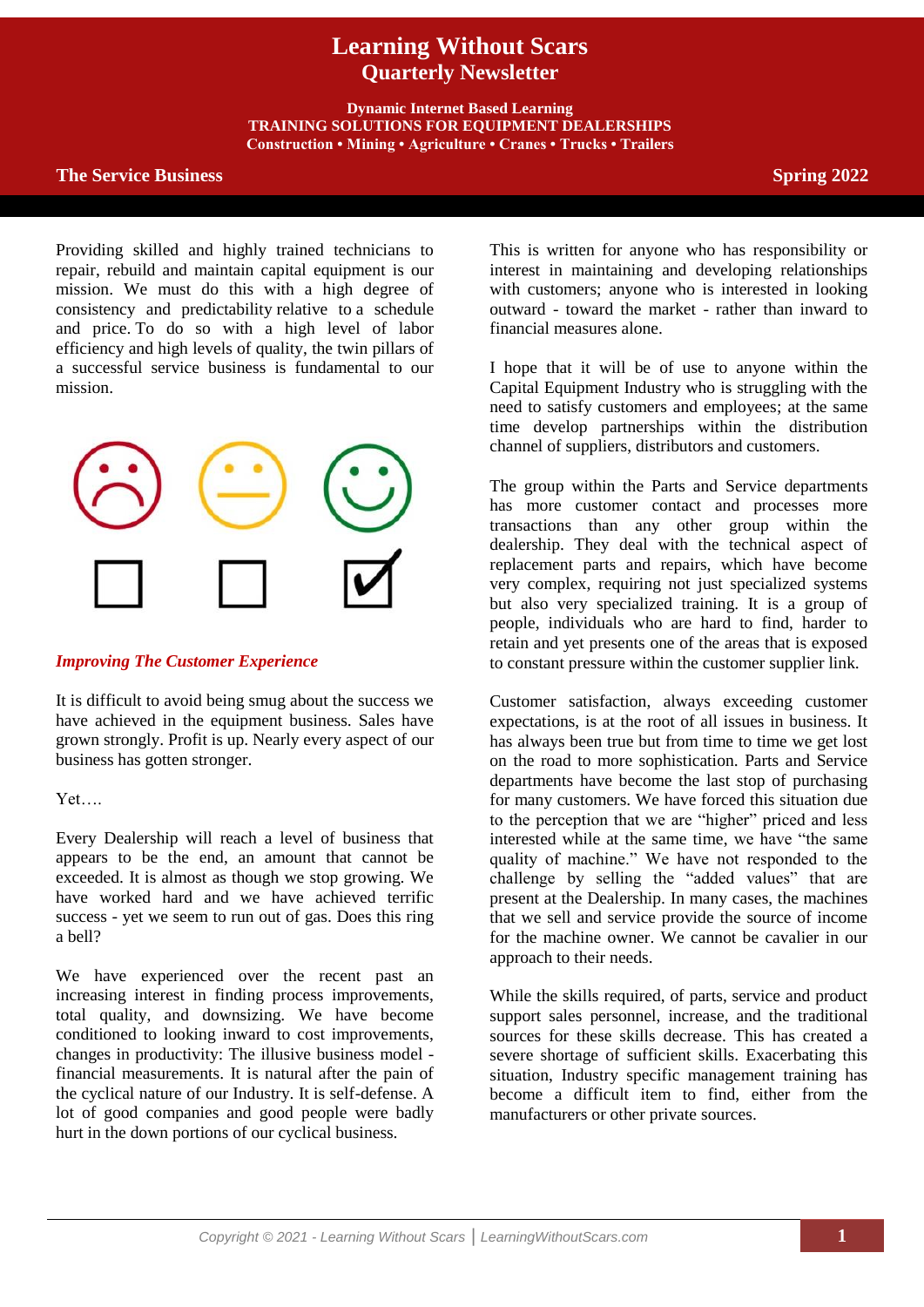# Learning Without Scars
## Quarterly Newsletter

**Dynamic Internet Based Learning**
**TRAINING SOLUTIONS FOR EQUIPMENT DEALERSHIPS**
**Construction • Mining • Agriculture • Cranes • Trucks • Trailers**

**The Service Business** **Spring 2022**

Providing skilled and highly trained technicians to repair, rebuild and maintain capital equipment is our mission. We must do this with a high degree of consistency and predictability relative to a schedule and price. To do so with a high level of labor efficiency and high levels of quality, the twin pillars of a successful service business is fundamental to our mission.

### *Improving The Customer Experience*

It is difficult to avoid being smug about the success we have achieved in the equipment business. Sales have grown strongly. Profit is up. Nearly every aspect of our business has gotten stronger.

Yet….

Every Dealership will reach a level of business that appears to be the end, an amount that cannot be exceeded. It is almost as though we stop growing. We have worked hard and we have achieved terrific success - yet we seem to run out of gas. Does this ring a bell?

We have experienced over the recent past an increasing interest in finding process improvements, total quality, and downsizing. We have become conditioned to looking inward to cost improvements, changes in productivity: The illusive business model - financial measurements. It is natural after the pain of the cyclical nature of our Industry. It is self-defense. A lot of good companies and good people were badly hurt in the down portions of our cyclical business.

This is written for anyone who has responsibility or interest in maintaining and developing relationships with customers; anyone who is interested in looking outward - toward the market - rather than inward to financial measures alone.

I hope that it will be of use to anyone within the Capital Equipment Industry who is struggling with the need to satisfy customers and employees; at the same time develop partnerships within the distribution channel of suppliers, distributors and customers.

The group within the Parts and Service departments has more customer contact and processes more transactions than any other group within the dealership. They deal with the technical aspect of replacement parts and repairs, which have become very complex, requiring not just specialized systems but also very specialized training. It is a group of people, individuals who are hard to find, harder to retain and yet presents one of the areas that is exposed to constant pressure within the customer supplier link.

Customer satisfaction, always exceeding customer expectations, is at the root of all issues in business. It has always been true but from time to time we get lost on the road to more sophistication. Parts and Service departments have become the last stop of purchasing for many customers. We have forced this situation due to the perception that we are "higher" priced and less interested while at the same time, we have "the same quality of machine." We have not responded to the challenge by selling the "added values" that are present at the Dealership. In many cases, the machines that we sell and service provide the source of income for the machine owner. We cannot be cavalier in our approach to their needs.

While the skills required, of parts, service and product support sales personnel, increase, and the traditional sources for these skills decrease. This has created a severe shortage of sufficient skills. Exacerbating this situation, Industry specific management training has become a difficult item to find, either from the manufacturers or other private sources.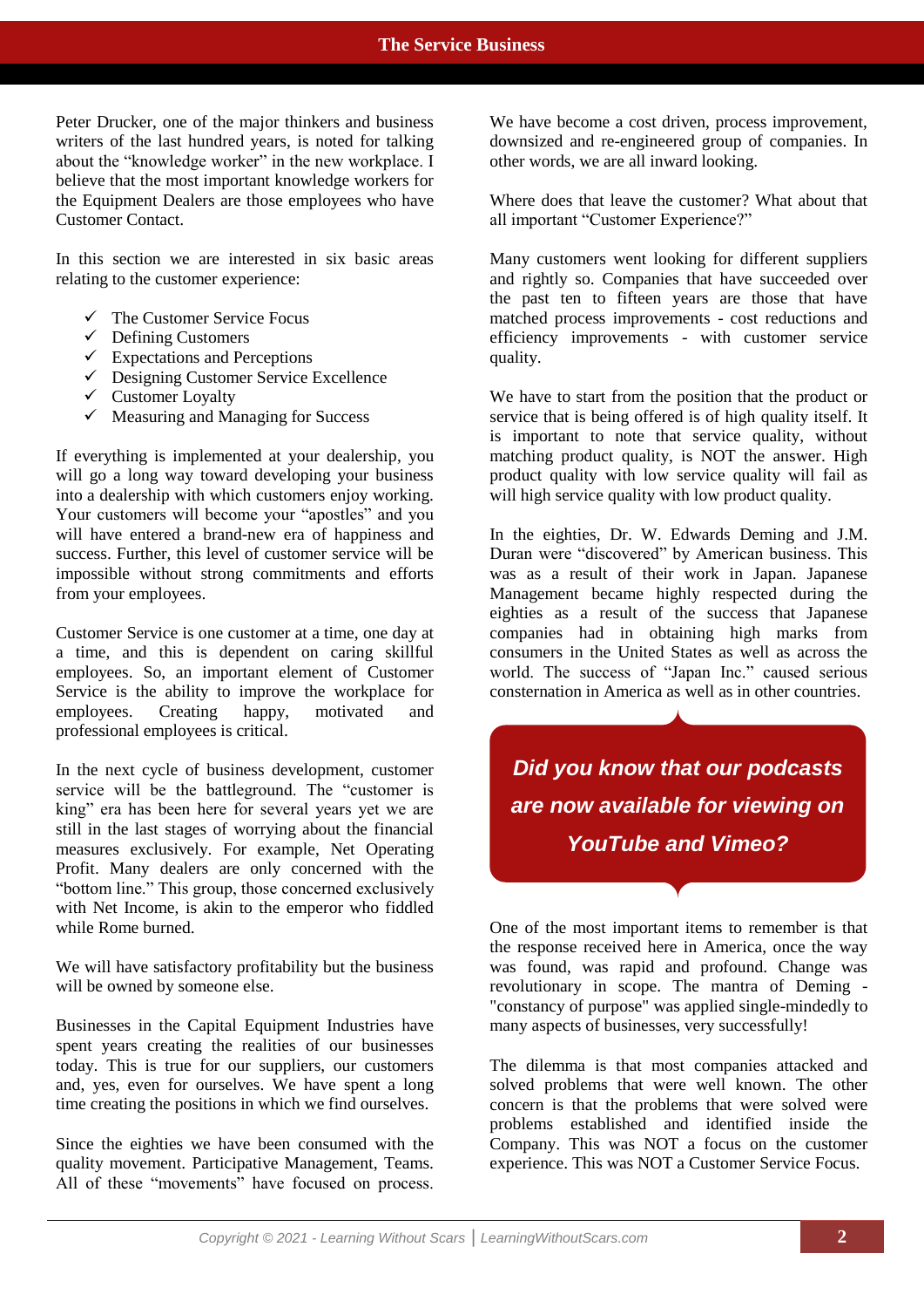Peter Drucker, one of the major thinkers and business writers of the last hundred years, is noted for talking about the "knowledge worker" in the new workplace. I believe that the most important knowledge workers for the Equipment Dealers are those employees who have Customer Contact.

In this section we are interested in six basic areas relating to the customer experience:

- ✓ The Customer Service Focus
- ✓ Defining Customers
- ✓ Expectations and Perceptions
- ✓ Designing Customer Service Excellence
- ✓ Customer Loyalty
- ✓ Measuring and Managing for Success

If everything is implemented at your dealership, you will go a long way toward developing your business into a dealership with which customers enjoy working. Your customers will become your "apostles" and you will have entered a brand-new era of happiness and success. Further, this level of customer service will be impossible without strong commitments and efforts from your employees.

Customer Service is one customer at a time, one day at a time, and this is dependent on caring skillful employees. So, an important element of Customer Service is the ability to improve the workplace for employees. Creating happy, motivated and professional employees is critical.

In the next cycle of business development, customer service will be the battleground. The "customer is king" era has been here for several years yet we are still in the last stages of worrying about the financial measures exclusively. For example, Net Operating Profit. Many dealers are only concerned with the "bottom line." This group, those concerned exclusively with Net Income, is akin to the emperor who fiddled while Rome burned.

We will have satisfactory profitability but the business will be owned by someone else.

Businesses in the Capital Equipment Industries have spent years creating the realities of our businesses today. This is true for our suppliers, our customers and, yes, even for ourselves. We have spent a long time creating the positions in which we find ourselves.

Since the eighties we have been consumed with the quality movement. Participative Management, Teams. All of these "movements" have focused on process. We have become a cost driven, process improvement, downsized and re-engineered group of companies. In other words, we are all inward looking.

Where does that leave the customer? What about that all important "Customer Experience?"

Many customers went looking for different suppliers and rightly so. Companies that have succeeded over the past ten to fifteen years are those that have matched process improvements - cost reductions and efficiency improvements - with customer service quality.

We have to start from the position that the product or service that is being offered is of high quality itself. It is important to note that service quality, without matching product quality, is NOT the answer. High product quality with low service quality will fail as will high service quality with low product quality.

In the eighties, Dr. W. Edwards Deming and J.M. Duran were "discovered" by American business. This was as a result of their work in Japan. Japanese Management became highly respected during the eighties as a result of the success that Japanese companies had in obtaining high marks from consumers in the United States as well as across the world. The success of "Japan Inc." caused serious consternation in America as well as in other countries.

***Did you know that our podcasts are now available for viewing on YouTube and Vimeo?***

One of the most important items to remember is that the response received here in America, once the way was found, was rapid and profound. Change was revolutionary in scope. The mantra of Deming - "constancy of purpose" was applied single-mindedly to many aspects of businesses, very successfully!

The dilemma is that most companies attacked and solved problems that were well known. The other concern is that the problems that were solved were problems established and identified inside the Company. This was NOT a focus on the customer experience. This was NOT a Customer Service Focus.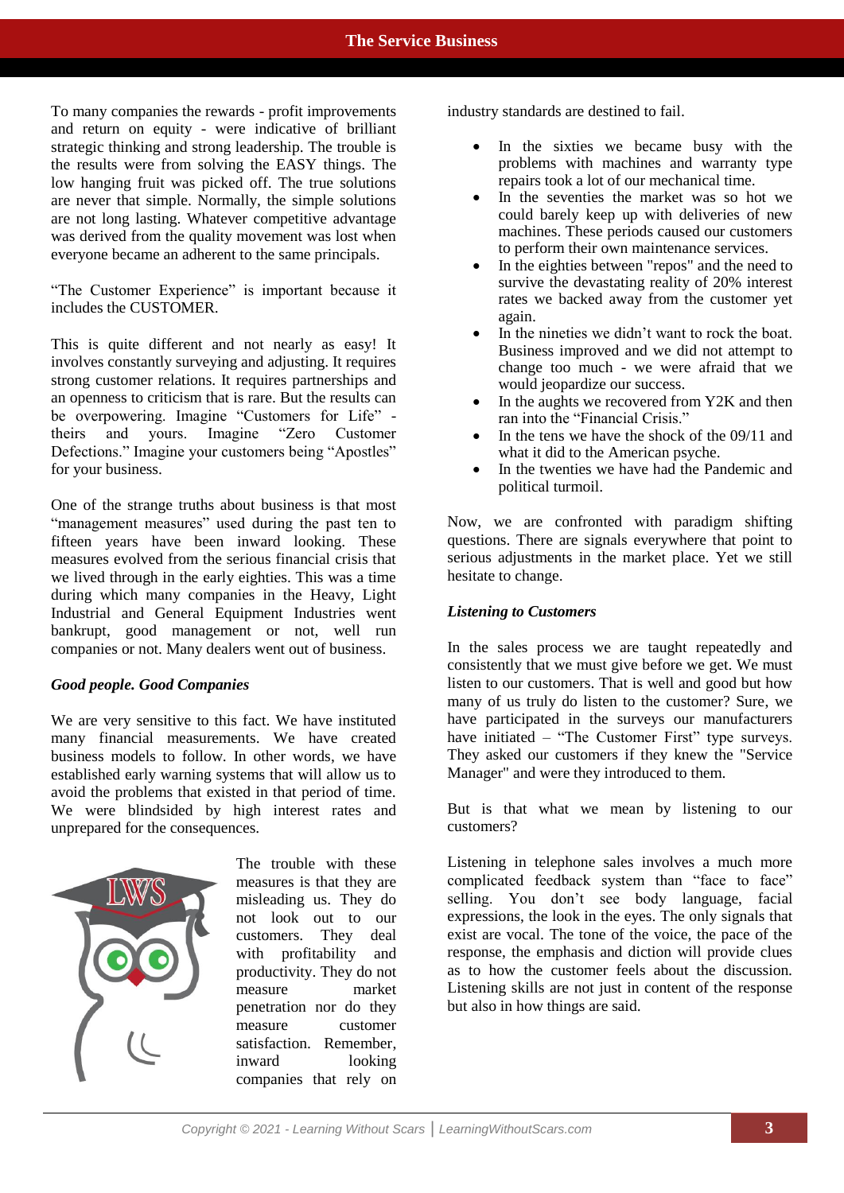To many companies the rewards - profit improvements and return on equity - were indicative of brilliant strategic thinking and strong leadership. The trouble is the results were from solving the EASY things. The low hanging fruit was picked off. The true solutions are never that simple. Normally, the simple solutions are not long lasting. Whatever competitive advantage was derived from the quality movement was lost when everyone became an adherent to the same principals.

"The Customer Experience" is important because it includes the CUSTOMER.

This is quite different and not nearly as easy! It involves constantly surveying and adjusting. It requires strong customer relations. It requires partnerships and an openness to criticism that is rare. But the results can be overpowering. Imagine "Customers for Life" - theirs and yours. Imagine "Zero Customer Defections." Imagine your customers being "Apostles" for your business.

One of the strange truths about business is that most "management measures" used during the past ten to fifteen years have been inward looking. These measures evolved from the serious financial crisis that we lived through in the early eighties. This was a time during which many companies in the Heavy, Light Industrial and General Equipment Industries went bankrupt, good management or not, well run companies or not. Many dealers went out of business.

***Good people. Good Companies***

We are very sensitive to this fact. We have instituted many financial measurements. We have created business models to follow. In other words, we have established early warning systems that will allow us to avoid the problems that existed in that period of time. We were blindsided by high interest rates and unprepared for the consequences.

The trouble with these measures is that they are misleading us. They do not look out to our customers. They deal with profitability and productivity. They do not measure market penetration nor do they measure customer satisfaction. Remember, inward looking companies that rely on industry standards are destined to fail.

- In the sixties we became busy with the problems with machines and warranty type repairs took a lot of our mechanical time.
- In the seventies the market was so hot we could barely keep up with deliveries of new machines. These periods caused our customers to perform their own maintenance services.
- In the eighties between "repos" and the need to survive the devastating reality of 20% interest rates we backed away from the customer yet again.
- In the nineties we didn't want to rock the boat. Business improved and we did not attempt to change too much - we were afraid that we would jeopardize our success.
- In the aughts we recovered from Y2K and then ran into the "Financial Crisis."
- In the tens we have the shock of the 09/11 and what it did to the American psyche.
- In the twenties we have had the Pandemic and political turmoil.

Now, we are confronted with paradigm shifting questions. There are signals everywhere that point to serious adjustments in the market place. Yet we still hesitate to change.

***Listening to Customers***

In the sales process we are taught repeatedly and consistently that we must give before we get. We must listen to our customers. That is well and good but how many of us truly do listen to the customer? Sure, we have participated in the surveys our manufacturers have initiated – "The Customer First" type surveys. They asked our customers if they knew the "Service Manager" and were they introduced to them.

But is that what we mean by listening to our customers?

Listening in telephone sales involves a much more complicated feedback system than "face to face" selling. You don't see body language, facial expressions, the look in the eyes. The only signals that exist are vocal. The tone of the voice, the pace of the response, the emphasis and diction will provide clues as to how the customer feels about the discussion. Listening skills are not just in content of the response but also in how things are said.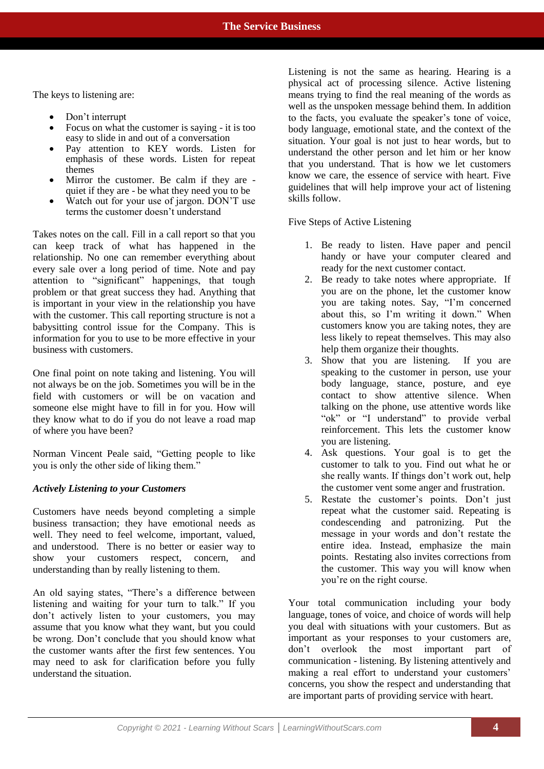The keys to listening are:

- Don't interrupt
- Focus on what the customer is saying - it is too easy to slide in and out of a conversation
- Pay attention to KEY words. Listen for emphasis of these words. Listen for repeat themes
- Mirror the customer. Be calm if they are - quiet if they are - be what they need you to be
- Watch out for your use of jargon. DON'T use terms the customer doesn't understand

Takes notes on the call. Fill in a call report so that you can keep track of what has happened in the relationship. No one can remember everything about every sale over a long period of time. Note and pay attention to "significant" happenings, that tough problem or that great success they had. Anything that is important in your view in the relationship you have with the customer. This call reporting structure is not a babysitting control issue for the Company. This is information for you to use to be more effective in your business with customers.

One final point on note taking and listening. You will not always be on the job. Sometimes you will be in the field with customers or will be on vacation and someone else might have to fill in for you. How will they know what to do if you do not leave a road map of where you have been?

Norman Vincent Peale said, "Getting people to like you is only the other side of liking them."

### *Actively Listening to your Customers*

Customers have needs beyond completing a simple business transaction; they have emotional needs as well. They need to feel welcome, important, valued, and understood. There is no better or easier way to show your customers respect, concern, and understanding than by really listening to them.

An old saying states, "There's a difference between listening and waiting for your turn to talk." If you don't actively listen to your customers, you may assume that you know what they want, but you could be wrong. Don't conclude that you should know what the customer wants after the first few sentences. You may need to ask for clarification before you fully understand the situation.

Listening is not the same as hearing. Hearing is a physical act of processing silence. Active listening means trying to find the real meaning of the words as well as the unspoken message behind them. In addition to the facts, you evaluate the speaker's tone of voice, body language, emotional state, and the context of the situation. Your goal is not just to hear words, but to understand the other person and let him or her know that you understand. That is how we let customers know we care, the essence of service with heart. Five guidelines that will help improve your act of listening skills follow.

Five Steps of Active Listening

1. Be ready to listen. Have paper and pencil handy or have your computer cleared and ready for the next customer contact.
2. Be ready to take notes where appropriate. If you are on the phone, let the customer know you are taking notes. Say, "I'm concerned about this, so I'm writing it down." When customers know you are taking notes, they are less likely to repeat themselves. This may also help them organize their thoughts.
3. Show that you are listening. If you are speaking to the customer in person, use your body language, stance, posture, and eye contact to show attentive silence. When talking on the phone, use attentive words like "ok" or "I understand" to provide verbal reinforcement. This lets the customer know you are listening.
4. Ask questions. Your goal is to get the customer to talk to you. Find out what he or she really wants. If things don't work out, help the customer vent some anger and frustration.
5. Restate the customer's points. Don't just repeat what the customer said. Repeating is condescending and patronizing. Put the message in your words and don't restate the entire idea. Instead, emphasize the main points. Restating also invites corrections from the customer. This way you will know when you're on the right course.

Your total communication including your body language, tones of voice, and choice of words will help you deal with situations with your customers. But as important as your responses to your customers are, don't overlook the most important part of communication - listening. By listening attentively and making a real effort to understand your customers' concerns, you show the respect and understanding that are important parts of providing service with heart.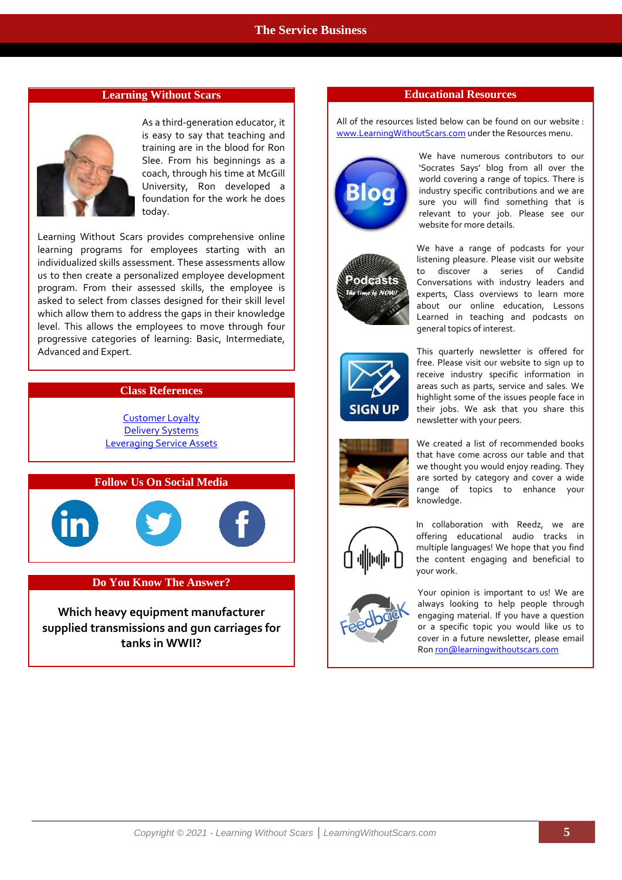## Learning Without Scars

As a third-generation educator, it is easy to say that teaching and training are in the blood for Ron Slee. From his beginnings as a coach, through his time at McGill University, Ron developed a foundation for the work he does today.

Learning Without Scars provides comprehensive online learning programs for employees starting with an individualized skills assessment. These assessments allow us to then create a personalized employee development program. From their assessed skills, the employee is asked to select from classes designed for their skill level which allow them to address the gaps in their knowledge level. This allows the employees to move through four progressive categories of learning: Basic, Intermediate, Advanced and Expert.

## Class References

Customer Loyalty
Delivery Systems
Leveraging Service Assets

## Follow Us On Social Media

## Do You Know The Answer?

**Which heavy equipment manufacturer supplied transmissions and gun carriages for tanks in WWII?**

## Educational Resources

All of the resources listed below can be found on our website : www.LearningWithoutScars.com under the Resources menu.

We have numerous contributors to our 'Socrates Says' blog from all over the world covering a range of topics. There is industry specific contributions and we are sure you will find something that is relevant to your job. Please see our website for more details.

We have a range of podcasts for your listening pleasure. Please visit our website to discover a series of Candid Conversations with industry leaders and experts, Class overviews to learn more about our online education, Lessons Learned in teaching and podcasts on general topics of interest.

This quarterly newsletter is offered for free. Please visit our website to sign up to receive industry specific information in areas such as parts, service and sales. We highlight some of the issues people face in their jobs. We ask that you share this newsletter with your peers.

We created a list of recommended books that have come across our table and that we thought you would enjoy reading. They are sorted by category and cover a wide range of topics to enhance your knowledge.

In collaboration with Reedz, we are offering educational audio tracks in multiple languages! We hope that you find the content engaging and beneficial to your work.

Your opinion is important to us! We are always looking to help people through engaging material. If you have a question or a specific topic you would like us to cover in a future newsletter, please email Ron ron@learningwithoutscars.com